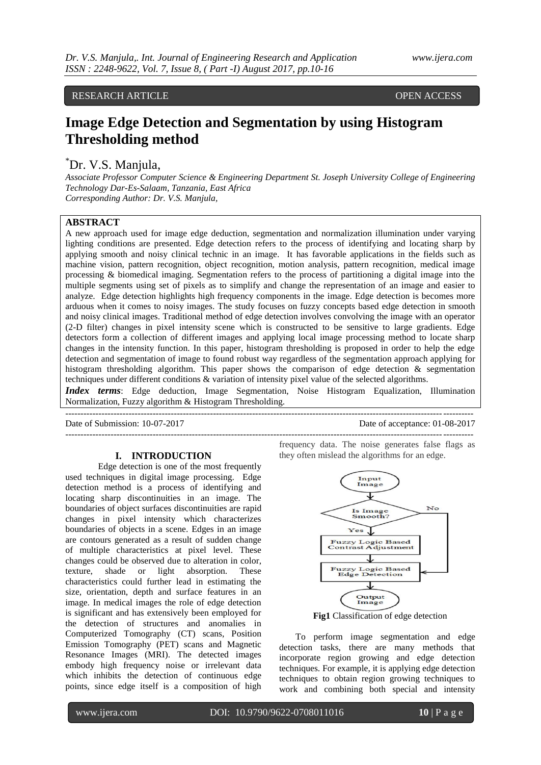RESEARCH ARTICLE OPEN ACCESS

# Image Edge Detection and Segmentation by using Histogram Thresholding method

*Dr. V.S. Manjula,

*Associate Professor Computer Science & Engineering Department St. Joseph University College of Engineering Technology Dar-Es-Salaam, Tanzania, East Africa*
*Corresponding Author: Dr. V.S. Manjula,*

## ABSTRACT

A new approach used for image edge deduction, segmentation and normalization illumination under varying lighting conditions are presented. Edge detection refers to the process of identifying and locating sharp by applying smooth and noisy clinical technic in an image. It has favorable applications in the fields such as machine vision, pattern recognition, object recognition, motion analysis, pattern recognition, medical image processing & biomedical imaging. Segmentation refers to the process of partitioning a digital image into the multiple segments using set of pixels as to simplify and change the representation of an image and easier to analyze. Edge detection highlights high frequency components in the image. Edge detection is becomes more arduous when it comes to noisy images. The study focuses on fuzzy concepts based edge detection in smooth and noisy clinical images. Traditional method of edge detection involves convolving the image with an operator (2-D filter) changes in pixel intensity scene which is constructed to be sensitive to large gradients. Edge detectors form a collection of different images and applying local image processing method to locate sharp changes in the intensity function. In this paper, histogram thresholding is proposed in order to help the edge detection and segmentation of image to found robust way regardless of the segmentation approach applying for histogram thresholding algorithm. This paper shows the comparison of edge detection & segmentation techniques under different conditions & variation of intensity pixel value of the selected algorithms.

***Index terms***: Edge deduction, Image Segmentation, Noise Histogram Equalization, Illumination Normalization, Fuzzy algorithm & Histogram Thresholding.

Date of Submission: 10-07-2017 Date of acceptance: 01-08-2017

## I. INTRODUCTION

Edge detection is one of the most frequently used techniques in digital image processing. Edge detection method is a process of identifying and locating sharp discontinuities in an image. The boundaries of object surfaces discontinuities are rapid changes in pixel intensity which characterizes boundaries of objects in a scene. Edges in an image are contours generated as a result of sudden change of multiple characteristics at pixel level. These changes could be observed due to alteration in color, texture, shade or light absorption. These characteristics could further lead in estimating the size, orientation, depth and surface features in an image. In medical images the role of edge detection is significant and has extensively been employed for the detection of structures and anomalies in Computerized Tomography (CT) scans, Position Emission Tomography (PET) scans and Magnetic Resonance Images (MRI). The detected images embody high frequency noise or irrelevant data which inhibits the detection of continuous edge points, since edge itself is a composition of high frequency data. The noise generates false flags as they often mislead the algorithms for an edge.

Input Image → Is Image Smooth? — Yes → Fuzzy Logic Based Contrast Adjustment → Fuzzy Logic Based Edge Detection → Output Image; No → Fuzzy Logic Based Edge Detection

**Fig1** Classification of edge detection

To perform image segmentation and edge detection tasks, there are many methods that incorporate region growing and edge detection techniques. For example, it is applying edge detection techniques to obtain region growing techniques to work and combining both special and intensity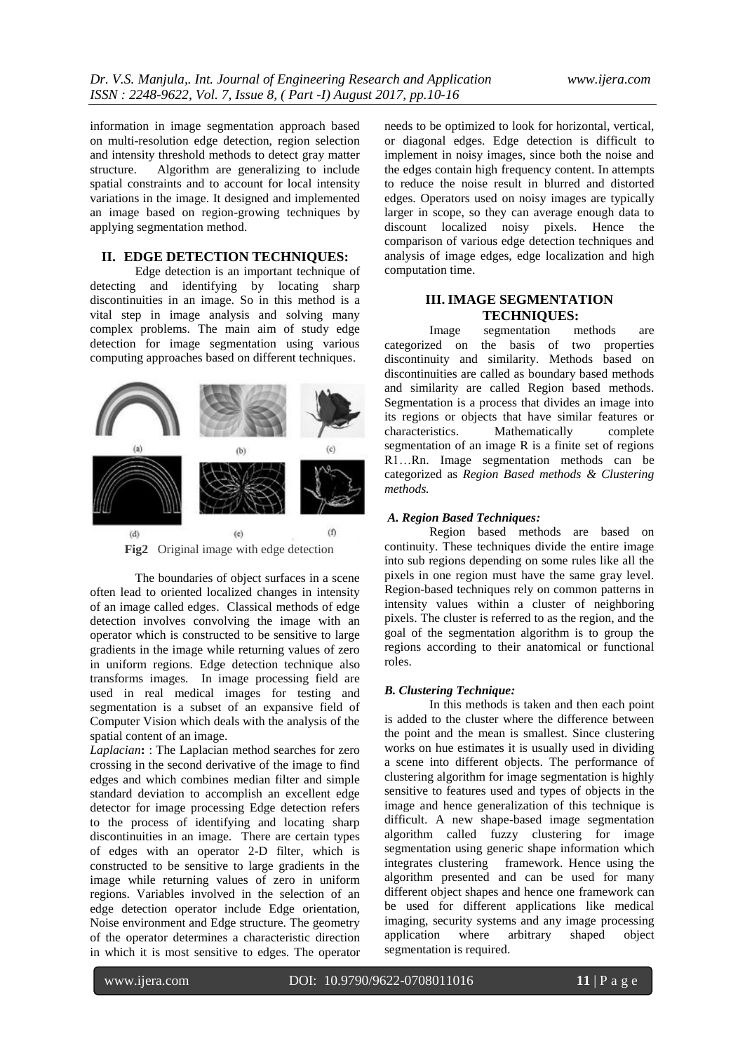information in image segmentation approach based on multi-resolution edge detection, region selection and intensity threshold methods to detect gray matter structure. Algorithm are generalizing to include spatial constraints and to account for local intensity variations in the image. It designed and implemented an image based on region-growing techniques by applying segmentation method.

## II. EDGE DETECTION TECHNIQUES:

Edge detection is an important technique of detecting and identifying by locating sharp discontinuities in an image. So in this method is a vital step in image analysis and solving many complex problems. The main aim of study edge detection for image segmentation using various computing approaches based on different techniques.

(a) (b) (c)

(d) (e) (f)

**Fig2** Original image with edge detection

The boundaries of object surfaces in a scene often lead to oriented localized changes in intensity of an image called edges. Classical methods of edge detection involves convolving the image with an operator which is constructed to be sensitive to large gradients in the image while returning values of zero in uniform regions. Edge detection technique also transforms images. In image processing field are used in real medical images for testing and segmentation is a subset of an expansive field of Computer Vision which deals with the analysis of the spatial content of an image.

*Laplacian***:** : The Laplacian method searches for zero crossing in the second derivative of the image to find edges and which combines median filter and simple standard deviation to accomplish an excellent edge detector for image processing Edge detection refers to the process of identifying and locating sharp discontinuities in an image. There are certain types of edges with an operator 2-D filter, which is constructed to be sensitive to large gradients in the image while returning values of zero in uniform regions. Variables involved in the selection of an edge detection operator include Edge orientation, Noise environment and Edge structure. The geometry of the operator determines a characteristic direction in which it is most sensitive to edges. The operator needs to be optimized to look for horizontal, vertical, or diagonal edges. Edge detection is difficult to implement in noisy images, since both the noise and the edges contain high frequency content. In attempts to reduce the noise result in blurred and distorted edges. Operators used on noisy images are typically larger in scope, so they can average enough data to discount localized noisy pixels. Hence the comparison of various edge detection techniques and analysis of image edges, edge localization and high computation time.

## III. IMAGE SEGMENTATION TECHNIQUES:

Image segmentation methods are categorized on the basis of two properties discontinuity and similarity. Methods based on discontinuities are called as boundary based methods and similarity are called Region based methods. Segmentation is a process that divides an image into its regions or objects that have similar features or characteristics. Mathematically complete segmentation of an image R is a finite set of regions R1…Rn. Image segmentation methods can be categorized as *Region Based methods & Clustering methods.*

### *A. Region Based Techniques:*

Region based methods are based on continuity. These techniques divide the entire image into sub regions depending on some rules like all the pixels in one region must have the same gray level. Region-based techniques rely on common patterns in intensity values within a cluster of neighboring pixels. The cluster is referred to as the region, and the goal of the segmentation algorithm is to group the regions according to their anatomical or functional roles.

### *B. Clustering Technique:*

In this methods is taken and then each point is added to the cluster where the difference between the point and the mean is smallest. Since clustering works on hue estimates it is usually used in dividing a scene into different objects. The performance of clustering algorithm for image segmentation is highly sensitive to features used and types of objects in the image and hence generalization of this technique is difficult. A new shape-based image segmentation algorithm called fuzzy clustering for image segmentation using generic shape information which integrates clustering framework. Hence using the algorithm presented and can be used for many different object shapes and hence one framework can be used for different applications like medical imaging, security systems and any image processing application where arbitrary shaped object segmentation is required.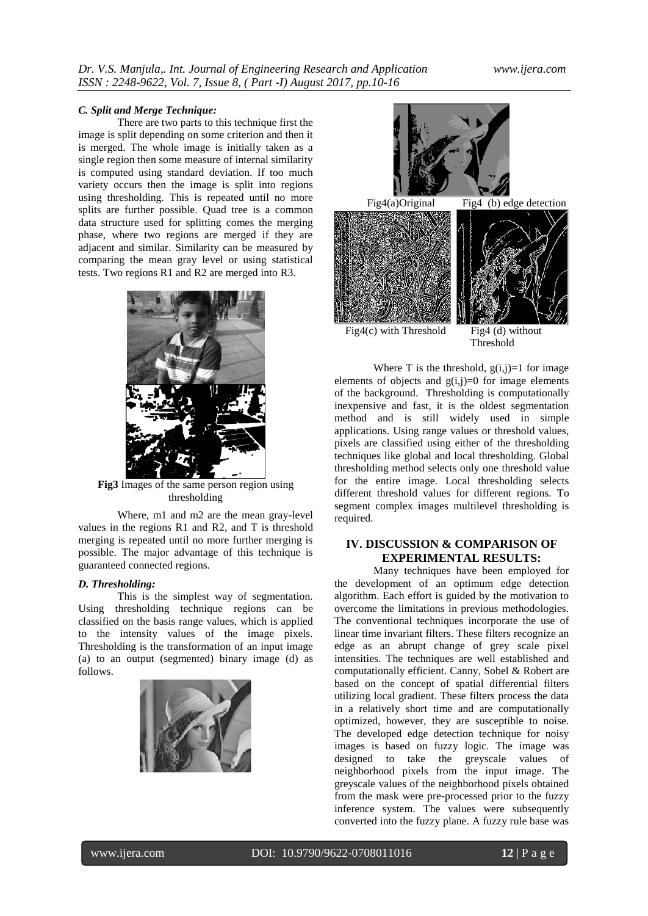### *C. Split and Merge Technique:*

There are two parts to this technique first the image is split depending on some criterion and then it is merged. The whole image is initially taken as a single region then some measure of internal similarity is computed using standard deviation. If too much variety occurs then the image is split into regions using thresholding. This is repeated until no more splits are further possible. Quad tree is a common data structure used for splitting comes the merging phase, where two regions are merged if they are adjacent and similar. Similarity can be measured by comparing the mean gray level or using statistical tests. Two regions R1 and R2 are merged into R3.

**Fig3** Images of the same person region using thresholding

Where, m1 and m2 are the mean gray-level values in the regions R1 and R2, and T is threshold merging is repeated until no more further merging is possible. The major advantage of this technique is guaranteed connected regions.

### *D. Thresholding:*

This is the simplest way of segmentation. Using thresholding technique regions can be classified on the basis range values, which is applied to the intensity values of the image pixels. Thresholding is the transformation of an input image (a) to an output (segmented) binary image (d) as follows.

Fig4(a)Original    Fig4 (b) edge detection

Fig4(c) with Threshold    Fig4 (d) without Threshold

Where T is the threshold, $g(i,j)=1$ for image elements of objects and $g(i,j)=0$ for image elements of the background. Thresholding is computationally inexpensive and fast, it is the oldest segmentation method and is still widely used in simple applications. Using range values or threshold values, pixels are classified using either of the thresholding techniques like global and local thresholding. Global thresholding method selects only one threshold value for the entire image. Local thresholding selects different threshold values for different regions. To segment complex images multilevel thresholding is required.

## IV. DISCUSSION & COMPARISON OF EXPERIMENTAL RESULTS:

Many techniques have been employed for the development of an optimum edge detection algorithm. Each effort is guided by the motivation to overcome the limitations in previous methodologies. The conventional techniques incorporate the use of linear time invariant filters. These filters recognize an edge as an abrupt change of grey scale pixel intensities. The techniques are well established and computationally efficient. Canny, Sobel & Robert are based on the concept of spatial differential filters utilizing local gradient. These filters process the data in a relatively short time and are computationally optimized, however, they are susceptible to noise. The developed edge detection technique for noisy images is based on fuzzy logic. The image was designed to take the greyscale values of neighborhood pixels from the input image. The greyscale values of the neighborhood pixels obtained from the mask were pre-processed prior to the fuzzy inference system. The values were subsequently converted into the fuzzy plane. A fuzzy rule base was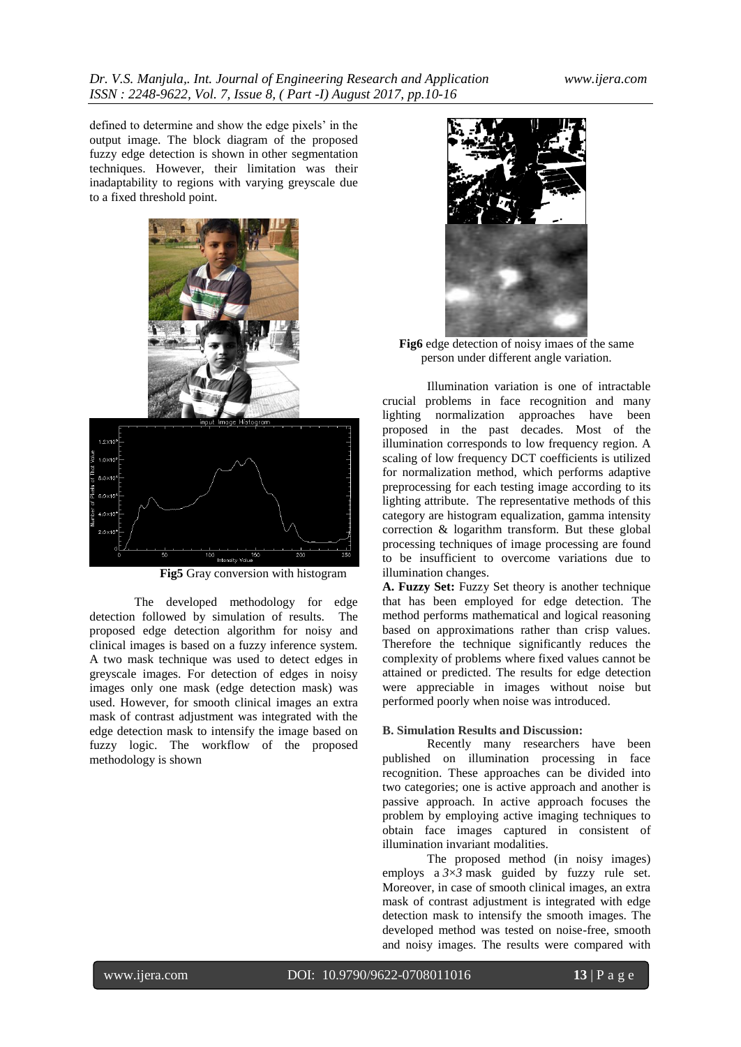defined to determine and show the edge pixels' in the output image. The block diagram of the proposed fuzzy edge detection is shown in other segmentation techniques. However, their limitation was their inadaptability to regions with varying greyscale due to a fixed threshold point.

**Fig5** Gray conversion with histogram

The developed methodology for edge detection followed by simulation of results. The proposed edge detection algorithm for noisy and clinical images is based on a fuzzy inference system. A two mask technique was used to detect edges in greyscale images. For detection of edges in noisy images only one mask (edge detection mask) was used. However, for smooth clinical images an extra mask of contrast adjustment was integrated with the edge detection mask to intensify the image based on fuzzy logic. The workflow of the proposed methodology is shown

**Fig6** edge detection of noisy imaes of the same person under different angle variation.

Illumination variation is one of intractable crucial problems in face recognition and many lighting normalization approaches have been proposed in the past decades. Most of the illumination corresponds to low frequency region. A scaling of low frequency DCT coefficients is utilized for normalization method, which performs adaptive preprocessing for each testing image according to its lighting attribute. The representative methods of this category are histogram equalization, gamma intensity correction & logarithm transform. But these global processing techniques of image processing are found to be insufficient to overcome variations due to illumination changes.

**A. Fuzzy Set:** Fuzzy Set theory is another technique that has been employed for edge detection. The method performs mathematical and logical reasoning based on approximations rather than crisp values. Therefore the technique significantly reduces the complexity of problems where fixed values cannot be attained or predicted. The results for edge detection were appreciable in images without noise but performed poorly when noise was introduced.

**B. Simulation Results and Discussion:**

Recently many researchers have been published on illumination processing in face recognition. These approaches can be divided into two categories; one is active approach and another is passive approach. In active approach focuses the problem by employing active imaging techniques to obtain face images captured in consistent of illumination invariant modalities.

The proposed method (in noisy images) employs a $3 \times 3$ mask guided by fuzzy rule set. Moreover, in case of smooth clinical images, an extra mask of contrast adjustment is integrated with edge detection mask to intensify the smooth images. The developed method was tested on noise-free, smooth and noisy images. The results were compared with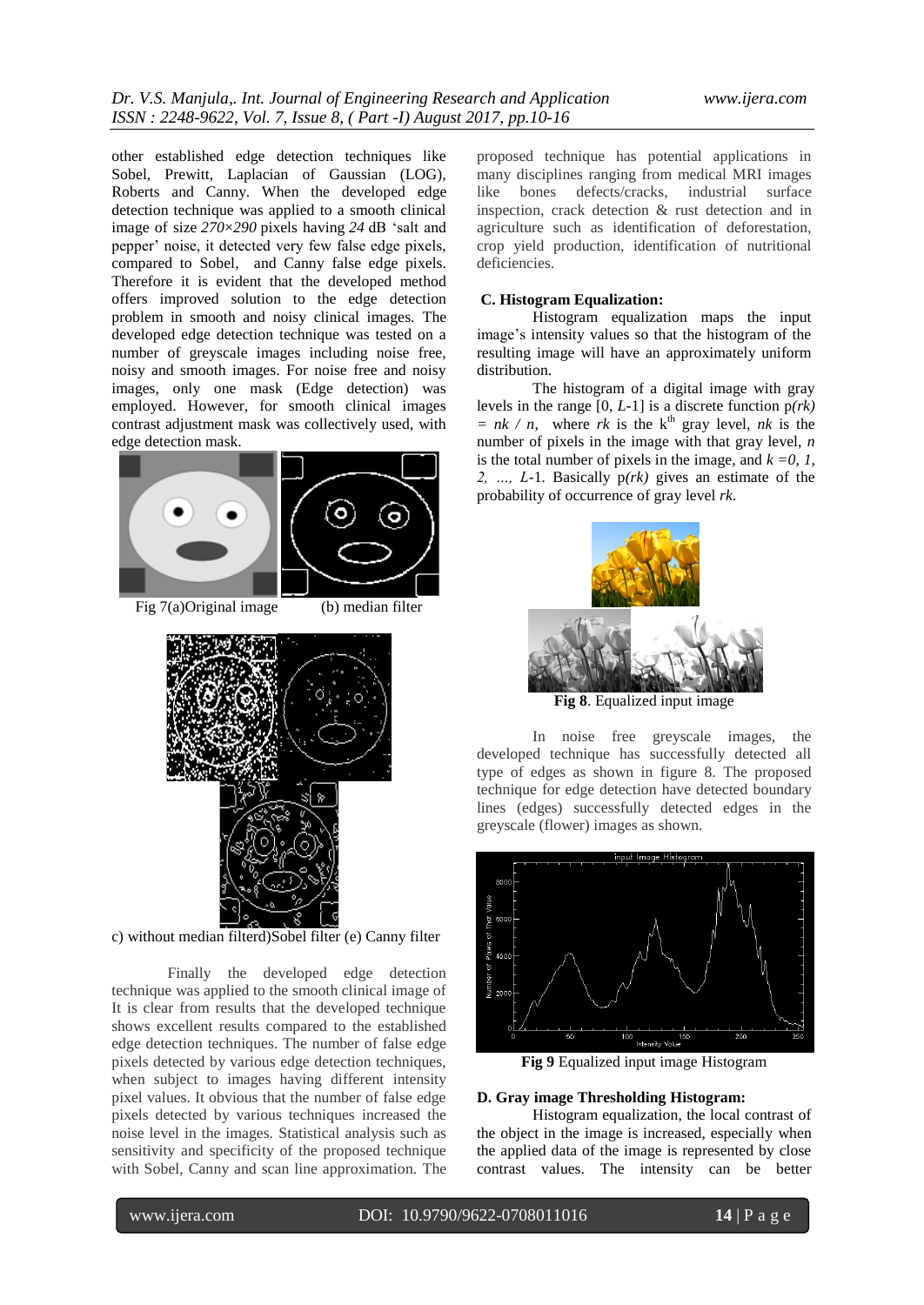other established edge detection techniques like Sobel, Prewitt, Laplacian of Gaussian (LOG), Roberts and Canny. When the developed edge detection technique was applied to a smooth clinical image of size *270×290* pixels having *24* dB 'salt and pepper' noise, it detected very few false edge pixels, compared to Sobel, and Canny false edge pixels. Therefore it is evident that the developed method offers improved solution to the edge detection problem in smooth and noisy clinical images. The developed edge detection technique was tested on a number of greyscale images including noise free, noisy and smooth images. For noise free and noisy images, only one mask (Edge detection) was employed. However, for smooth clinical images contrast adjustment mask was collectively used, with edge detection mask.

Fig 7(a)Original image (b) median filter

c) without median filterd)Sobel filter (e) Canny filter

Finally the developed edge detection technique was applied to the smooth clinical image of It is clear from results that the developed technique shows excellent results compared to the established edge detection techniques. The number of false edge pixels detected by various edge detection techniques, when subject to images having different intensity pixel values. It obvious that the number of false edge pixels detected by various techniques increased the noise level in the images. Statistical analysis such as sensitivity and specificity of the proposed technique with Sobel, Canny and scan line approximation. The proposed technique has potential applications in many disciplines ranging from medical MRI images like bones defects/cracks, industrial surface inspection, crack detection & rust detection and in agriculture such as identification of deforestation, crop yield production, identification of nutritional deficiencies.

### C. Histogram Equalization:

Histogram equalization maps the input image's intensity values so that the histogram of the resulting image will have an approximately uniform distribution.

The histogram of a digital image with gray levels in the range $[0, L-1]$ is a discrete function $p(r_k) = n_k / n$, where $r_k$ is the $k^{th}$ gray level, $n_k$ is the number of pixels in the image with that gray level, $n$ is the total number of pixels in the image, and $k = 0, 1, 2, \ldots, L-1$. Basically $p(r_k)$ gives an estimate of the probability of occurrence of gray level $r_k$.

**Fig 8**. Equalized input image

In noise free greyscale images, the developed technique has successfully detected all type of edges as shown in figure 8. The proposed technique for edge detection have detected boundary lines (edges) successfully detected edges in the greyscale (flower) images as shown.

**Fig 9** Equalized input image Histogram

### D. Gray image Thresholding Histogram:

Histogram equalization, the local contrast of the object in the image is increased, especially when the applied data of the image is represented by close contrast values. The intensity can be better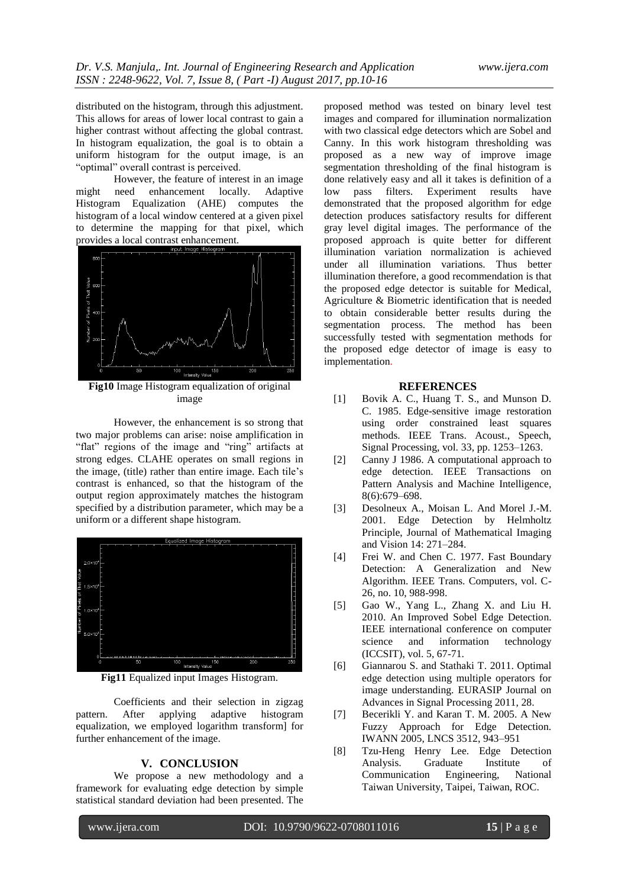distributed on the histogram, through this adjustment. This allows for areas of lower local contrast to gain a higher contrast without affecting the global contrast. In histogram equalization, the goal is to obtain a uniform histogram for the output image, is an "optimal" overall contrast is perceived.

However, the feature of interest in an image might need enhancement locally. Adaptive Histogram Equalization (AHE) computes the histogram of a local window centered at a given pixel to determine the mapping for that pixel, which provides a local contrast enhancement.

**Fig10** Image Histogram equalization of original image

However, the enhancement is so strong that two major problems can arise: noise amplification in "flat" regions of the image and "ring" artifacts at strong edges. CLAHE operates on small regions in the image, (title) rather than entire image. Each tile's contrast is enhanced, so that the histogram of the output region approximately matches the histogram specified by a distribution parameter, which may be a uniform or a different shape histogram.

**Fig11** Equalized input Images Histogram.

Coefficients and their selection in zigzag pattern. After applying adaptive histogram equalization, we employed logarithm transform] for further enhancement of the image.

## V. CONCLUSION

We propose a new methodology and a framework for evaluating edge detection by simple statistical standard deviation had been presented. The proposed method was tested on binary level test images and compared for illumination normalization with two classical edge detectors which are Sobel and Canny. In this work histogram thresholding was proposed as a new way of improve image segmentation thresholding of the final histogram is done relatively easy and all it takes is definition of a low pass filters. Experiment results have demonstrated that the proposed algorithm for edge detection produces satisfactory results for different gray level digital images. The performance of the proposed approach is quite better for different illumination variation normalization is achieved under all illumination variations. Thus better illumination therefore, a good recommendation is that the proposed edge detector is suitable for Medical, Agriculture & Biometric identification that is needed to obtain considerable better results during the segmentation process. The method has been successfully tested with segmentation methods for the proposed edge detector of image is easy to implementation.

## REFERENCES

[1] Bovik A. C., Huang T. S., and Munson D. C. 1985. Edge-sensitive image restoration using order constrained least squares methods. IEEE Trans. Acoust., Speech, Signal Processing, vol. 33, pp. 1253–1263.

[2] Canny J 1986. A computational approach to edge detection. IEEE Transactions on Pattern Analysis and Machine Intelligence, 8(6):679–698.

[3] Desolneux A., Moisan L. And Morel J.-M. 2001. Edge Detection by Helmholtz Principle, Journal of Mathematical Imaging and Vision 14: 271–284.

[4] Frei W. and Chen C. 1977. Fast Boundary Detection: A Generalization and New Algorithm. IEEE Trans. Computers, vol. C-26, no. 10, 988-998.

[5] Gao W., Yang L., Zhang X. and Liu H. 2010. An Improved Sobel Edge Detection. IEEE international conference on computer science and information technology (ICCSIT), vol. 5, 67-71.

[6] Giannarou S. and Stathaki T. 2011. Optimal edge detection using multiple operators for image understanding. EURASIP Journal on Advances in Signal Processing 2011, 28.

[7] Becerikli Y. and Karan T. M. 2005. A New Fuzzy Approach for Edge Detection. IWANN 2005, LNCS 3512, 943–951

[8] Tzu-Heng Henry Lee. Edge Detection Analysis. Graduate Institute of Communication Engineering, National Taiwan University, Taipei, Taiwan, ROC.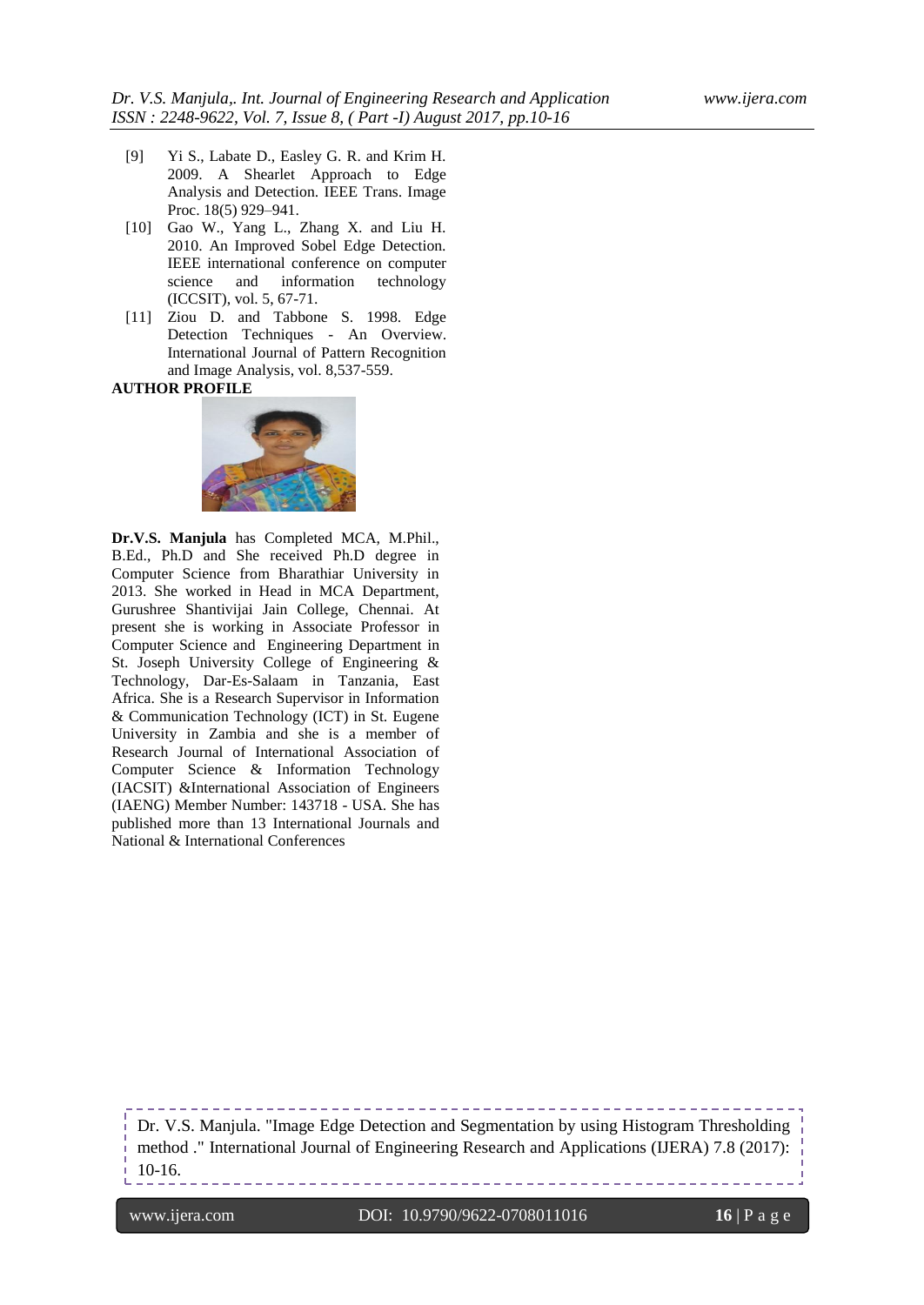[9] Yi S., Labate D., Easley G. R. and Krim H. 2009. A Shearlet Approach to Edge Analysis and Detection. IEEE Trans. Image Proc. 18(5) 929–941.

[10] Gao W., Yang L., Zhang X. and Liu H. 2010. An Improved Sobel Edge Detection. IEEE international conference on computer science and information technology (ICCSIT), vol. 5, 67-71.

[11] Ziou D. and Tabbone S. 1998. Edge Detection Techniques - An Overview. International Journal of Pattern Recognition and Image Analysis, vol. 8,537-559.

**AUTHOR PROFILE**

**Dr.V.S. Manjula** has Completed MCA, M.Phil., B.Ed., Ph.D and She received Ph.D degree in Computer Science from Bharathiar University in 2013. She worked in Head in MCA Department, Gurushree Shantivijai Jain College, Chennai. At present she is working in Associate Professor in Computer Science and Engineering Department in St. Joseph University College of Engineering & Technology, Dar-Es-Salaam in Tanzania, East Africa. She is a Research Supervisor in Information & Communication Technology (ICT) in St. Eugene University in Zambia and she is a member of Research Journal of International Association of Computer Science & Information Technology (IACSIT) &International Association of Engineers (IAENG) Member Number: 143718 - USA. She has published more than 13 International Journals and National & International Conferences

Dr. V.S. Manjula. "Image Edge Detection and Segmentation by using Histogram Thresholding method ." International Journal of Engineering Research and Applications (IJERA) 7.8 (2017): 10-16.